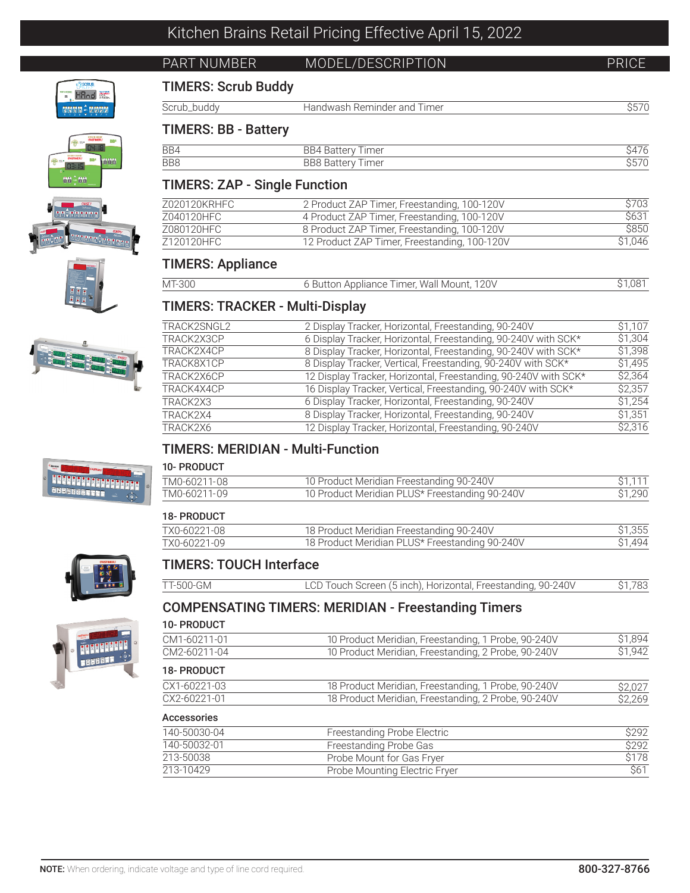# Kitchen Brains Retail Pricing Effective April 15, 2022

| PART NUMBER | MODEL/DESCRIPTION | PRICE |
|---|---|---|

## TIMERS: Scrub Buddy

| PART NUMBER | MODEL/DESCRIPTION | PRICE |
|---|---|---|
| Scrub_buddy | Handwash Reminder and Timer | $570 |

## TIMERS: BB - Battery

| PART NUMBER | MODEL/DESCRIPTION | PRICE |
|---|---|---|
| BB4 | BB4 Battery Timer | $476 |
| BB8 | BB8 Battery Timer | $570 |

## TIMERS: ZAP - Single Function

| PART NUMBER | MODEL/DESCRIPTION | PRICE |
|---|---|---|
| Z020120KRHFC | 2 Product ZAP Timer, Freestanding, 100-120V | $703 |
| Z040120HFC | 4 Product ZAP Timer, Freestanding, 100-120V | $631 |
| Z080120HFC | 8 Product ZAP Timer, Freestanding, 100-120V | $850 |
| Z120120HFC | 12 Product ZAP Timer, Freestanding, 100-120V | $1,046 |

## TIMERS: Appliance

| PART NUMBER | MODEL/DESCRIPTION | PRICE |
|---|---|---|
| MT-300 | 6 Button Appliance Timer, Wall Mount, 120V | $1,081 |

## TIMERS: TRACKER - Multi-Display

| PART NUMBER | MODEL/DESCRIPTION | PRICE |
|---|---|---|
| TRACK2SNGL2 | 2 Display Tracker, Horizontal, Freestanding, 90-240V | $1,107 |
| TRACK2X3CP | 6 Display Tracker, Horizontal, Freestanding, 90-240V with SCK* | $1,304 |
| TRACK2X4CP | 8 Display Tracker, Horizontal, Freestanding, 90-240V with SCK* | $1,398 |
| TRACK8X1CP | 8 Display Tracker, Vertical, Freestanding, 90-240V with SCK* | $1,495 |
| TRACK2X6CP | 12 Display Tracker, Horizontal, Freestanding, 90-240V with SCK* | $2,364 |
| TRACK4X4CP | 16 Display Tracker, Vertical, Freestanding, 90-240V with SCK* | $2,357 |
| TRACK2X3 | 6 Display Tracker, Horizontal, Freestanding, 90-240V | $1,254 |
| TRACK2X4 | 8 Display Tracker, Horizontal, Freestanding, 90-240V | $1,351 |
| TRACK2X6 | 12 Display Tracker, Horizontal, Freestanding, 90-240V | $2,316 |

## TIMERS: MERIDIAN - Multi-Function

### 10- PRODUCT

| PART NUMBER | MODEL/DESCRIPTION | PRICE |
|---|---|---|
| TM0-60211-08 | 10 Product Meridian Freestanding 90-240V | $1,111 |
| TM0-60211-09 | 10 Product Meridian PLUS* Freestanding 90-240V | $1,290 |

### 18- PRODUCT

| PART NUMBER | MODEL/DESCRIPTION | PRICE |
|---|---|---|
| TX0-60221-08 | 18 Product Meridian Freestanding 90-240V | $1,355 |
| TX0-60221-09 | 18 Product Meridian PLUS* Freestanding 90-240V | $1,494 |

## TIMERS: TOUCH Interface

| PART NUMBER | MODEL/DESCRIPTION | PRICE |
|---|---|---|
| TT-500-GM | LCD Touch Screen (5 inch), Horizontal, Freestanding, 90-240V | $1,783 |

## COMPENSATING TIMERS: MERIDIAN - Freestanding Timers

### 10- PRODUCT

| PART NUMBER | MODEL/DESCRIPTION | PRICE |
|---|---|---|
| CM1-60211-01 | 10 Product Meridian, Freestanding, 1 Probe, 90-240V | $1,894 |
| CM2-60211-04 | 10 Product Meridian, Freestanding, 2 Probe, 90-240V | $1,942 |

### 18- PRODUCT

| PART NUMBER | MODEL/DESCRIPTION | PRICE |
|---|---|---|
| CX1-60221-03 | 18 Product Meridian, Freestanding, 1 Probe, 90-240V | $2,027 |
| CX2-60221-01 | 18 Product Meridian, Freestanding, 2 Probe, 90-240V | $2,269 |

### Accessories

| PART NUMBER | MODEL/DESCRIPTION | PRICE |
|---|---|---|
| 140-50030-04 | Freestanding Probe Electric | $292 |
| 140-50032-01 | Freestanding Probe Gas | $292 |
| 213-50038 | Probe Mount for Gas Fryer | $178 |
| 213-10429 | Probe Mounting Electric Fryer | $61 |

**NOTE:** When ordering, indicate voltage and type of line cord required.

800-327-8766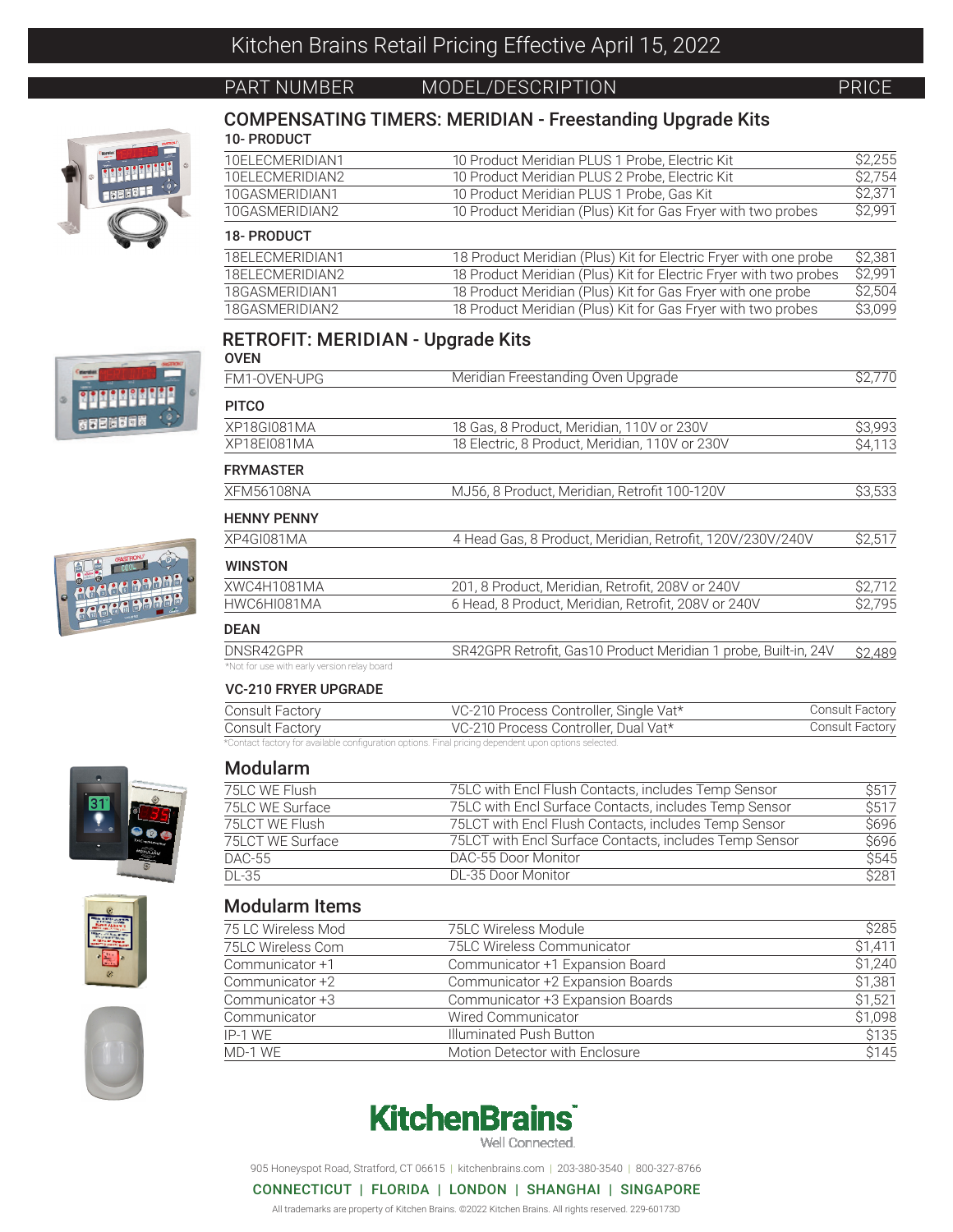# Kitchen Brains Retail Pricing Effective April 15, 2022

| PART NUMBER | MODEL/DESCRIPTION | PRICE |
|---|---|---|

## COMPENSATING TIMERS: MERIDIAN - Freestanding Upgrade Kits

### 10- PRODUCT

| | | |
|---|---|---|
| 10ELECMERIDIAN1 | 10 Product Meridian PLUS 1 Probe, Electric Kit | $2,255 |
| 10ELECMERIDIAN2 | 10 Product Meridian PLUS 2 Probe, Electric Kit | $2,754 |
| 10GASMERIDIAN1 | 10 Product Meridian PLUS 1 Probe, Gas Kit | $2,371 |
| 10GASMERIDIAN2 | 10 Product Meridian (Plus) Kit for Gas Fryer with two probes | $2,991 |

### 18- PRODUCT

| | | |
|---|---|---|
| 18ELECMERIDIAN1 | 18 Product Meridian (Plus) Kit for Electric Fryer with one probe | $2,381 |
| 18ELECMERIDIAN2 | 18 Product Meridian (Plus) Kit for Electric Fryer with two probes | $2,991 |
| 18GASMERIDIAN1 | 18 Product Meridian (Plus) Kit for Gas Fryer with one probe | $2,504 |
| 18GASMERIDIAN2 | 18 Product Meridian (Plus) Kit for Gas Fryer with two probes | $3,099 |

## RETROFIT: MERIDIAN - Upgrade Kits

### OVEN

| | | |
|---|---|---|
| FM1-OVEN-UPG | Meridian Freestanding Oven Upgrade | $2,770 |

### PITCO

| | | |
|---|---|---|
| XP18GI081MA | 18 Gas, 8 Product, Meridian, 110V or 230V | $3,993 |
| XP18EI081MA | 18 Electric, 8 Product, Meridian, 110V or 230V | $4,113 |

### FRYMASTER

| | | |
|---|---|---|
| XFM56108NA | MJ56, 8 Product, Meridian, Retrofit 100-120V | $3,533 |

### HENNY PENNY

| | | |
|---|---|---|
| XP4GI081MA | 4 Head Gas, 8 Product, Meridian, Retrofit, 120V/230V/240V | $2,517 |

### WINSTON

| | | |
|---|---|---|
| XWC4H1081MA | 201, 8 Product, Meridian, Retrofit, 208V or 240V | $2,712 |
| HWC6HI081MA | 6 Head, 8 Product, Meridian, Retrofit, 208V or 240V | $2,795 |

### DEAN

| | | |
|---|---|---|
| DNSR42GPR | SR42GPR Retrofit, Gas10 Product Meridian 1 probe, Built-in, 24V | $2,489 |

*Not for use with early version relay board

### VC-210 FRYER UPGRADE

| | | |
|---|---|---|
| Consult Factory | VC-210 Process Controller, Single Vat* | Consult Factory |
| Consult Factory | VC-210 Process Controller, Dual Vat* | Consult Factory |

*Contact factory for available configuration options. Final pricing dependent upon options selected.

## Modularm

| | | |
|---|---|---|
| 75LC WE Flush | 75LC with Encl Flush Contacts, includes Temp Sensor | $517 |
| 75LC WE Surface | 75LC with Encl Surface Contacts, includes Temp Sensor | $517 |
| 75LCT WE Flush | 75LCT with Encl Flush Contacts, includes Temp Sensor | $696 |
| 75LCT WE Surface | 75LCT with Encl Surface Contacts, includes Temp Sensor | $696 |
| DAC-55 | DAC-55 Door Monitor | $545 |
| DL-35 | DL-35 Door Monitor | $281 |

## Modularm Items

| | | |
|---|---|---|
| 75 LC Wireless Mod | 75LC Wireless Module | $285 |
| 75LC Wireless Com | 75LC Wireless Communicator | $1,411 |
| Communicator +1 | Communicator +1 Expansion Board | $1,240 |
| Communicator +2 | Communicator +2 Expansion Boards | $1,381 |
| Communicator +3 | Communicator +3 Expansion Boards | $1,521 |
| Communicator | Wired Communicator | $1,098 |
| IP-1 WE | Illuminated Push Button | $135 |
| MD-1 WE | Motion Detector with Enclosure | $145 |

**KitchenBrains** Well Connected.

905 Honeyspot Road, Stratford, CT 06615 | kitchenbrains.com | 203-380-3540 | 800-327-8766

CONNECTICUT | FLORIDA | LONDON | SHANGHAI | SINGAPORE

All trademarks are property of Kitchen Brains. ©2022 Kitchen Brains. All rights reserved. 229-60173D